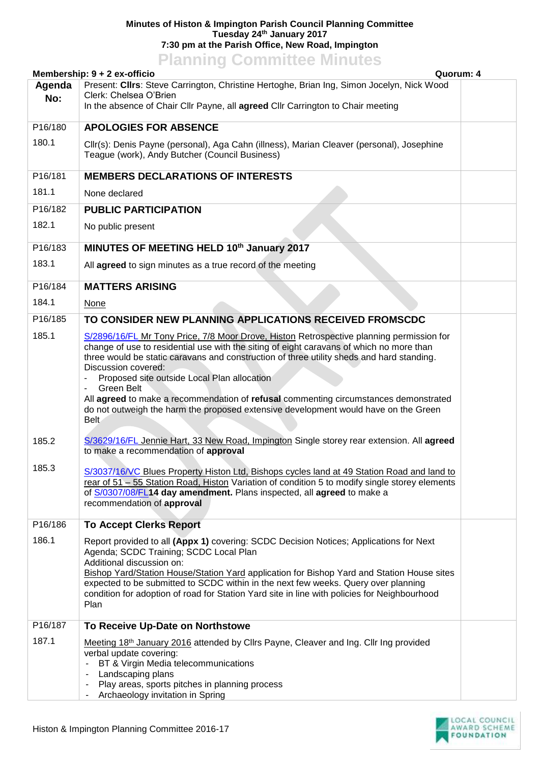**Minutes of Histon & Impington Parish Council Planning Committee**
**Tuesday 24th January 2017**
**7:30 pm at the Parish Office, New Road, Impington**

# Planning Committee Minutes

**Membership: 9 + 2 ex-officio** **Quorum: 4**

| Agenda No: | | |
|---|---|---|
| | Present: **Cllrs**: Steve Carrington, Christine Hertoghe, Brian Ing, Simon Jocelyn, Nick Wood<br>Clerk: Chelsea O'Brien<br>In the absence of Chair Cllr Payne, all **agreed** Cllr Carrington to Chair meeting | |
| P16/180 | **APOLOGIES FOR ABSENCE** | |
| 180.1 | Cllr(s): Denis Payne (personal), Aga Cahn (illness), Marian Cleaver (personal), Josephine Teague (work), Andy Butcher (Council Business) | |
| P16/181 | **MEMBERS DECLARATIONS OF INTERESTS** | |
| 181.1 | None declared | |
| P16/182 | **PUBLIC PARTICIPATION** | |
| 182.1 | No public present | |
| P16/183 | **MINUTES OF MEETING HELD 10th January 2017** | |
| 183.1 | All **agreed** to sign minutes as a true record of the meeting | |
| P16/184 | **MATTERS ARISING** | |
| 184.1 | None | |
| P16/185 | **TO CONSIDER NEW PLANNING APPLICATIONS RECEIVED FROMSCDC** | |
| 185.1 | S/2896/16/FL Mr Tony Price, 7/8 Moor Drove, Histon Retrospective planning permission for change of use to residential use with the siting of eight caravans of which no more than three would be static caravans and construction of three utility sheds and hard standing.<br>Discussion covered:<br>- Proposed site outside Local Plan allocation<br>- Green Belt<br>All **agreed** to make a recommendation of **refusal** commenting circumstances demonstrated do not outweigh the harm the proposed extensive development would have on the Green Belt | |
| 185.2 | S/3629/16/FL Jennie Hart, 33 New Road, Impington Single storey rear extension. All **agreed** to make a recommendation of **approval** | |
| 185.3 | S/3037/16/VC Blues Property Histon Ltd, Bishops cycles land at 49 Station Road and land to rear of 51 – 55 Station Road, Histon Variation of condition 5 to modify single storey elements of S/0307/08/FL **14 day amendment.** Plans inspected, all **agreed** to make a recommendation of **approval** | |
| P16/186 | **To Accept Clerks Report** | |
| 186.1 | Report provided to all **(Appx 1)** covering: SCDC Decision Notices; Applications for Next Agenda; SCDC Training; SCDC Local Plan<br>Additional discussion on:<br>Bishop Yard/Station House/Station Yard application for Bishop Yard and Station House sites expected to be submitted to SCDC within in the next few weeks. Query over planning condition for adoption of road for Station Yard site in line with policies for Neighbourhood Plan | |
| P16/187 | **To Receive Up-Date on Northstowe** | |
| 187.1 | Meeting 18th January 2016 attended by Cllrs Payne, Cleaver and Ing. Cllr Ing provided verbal update covering:<br>- BT & Virgin Media telecommunications<br>- Landscaping plans<br>- Play areas, sports pitches in planning process<br>- Archaeology invitation in Spring | |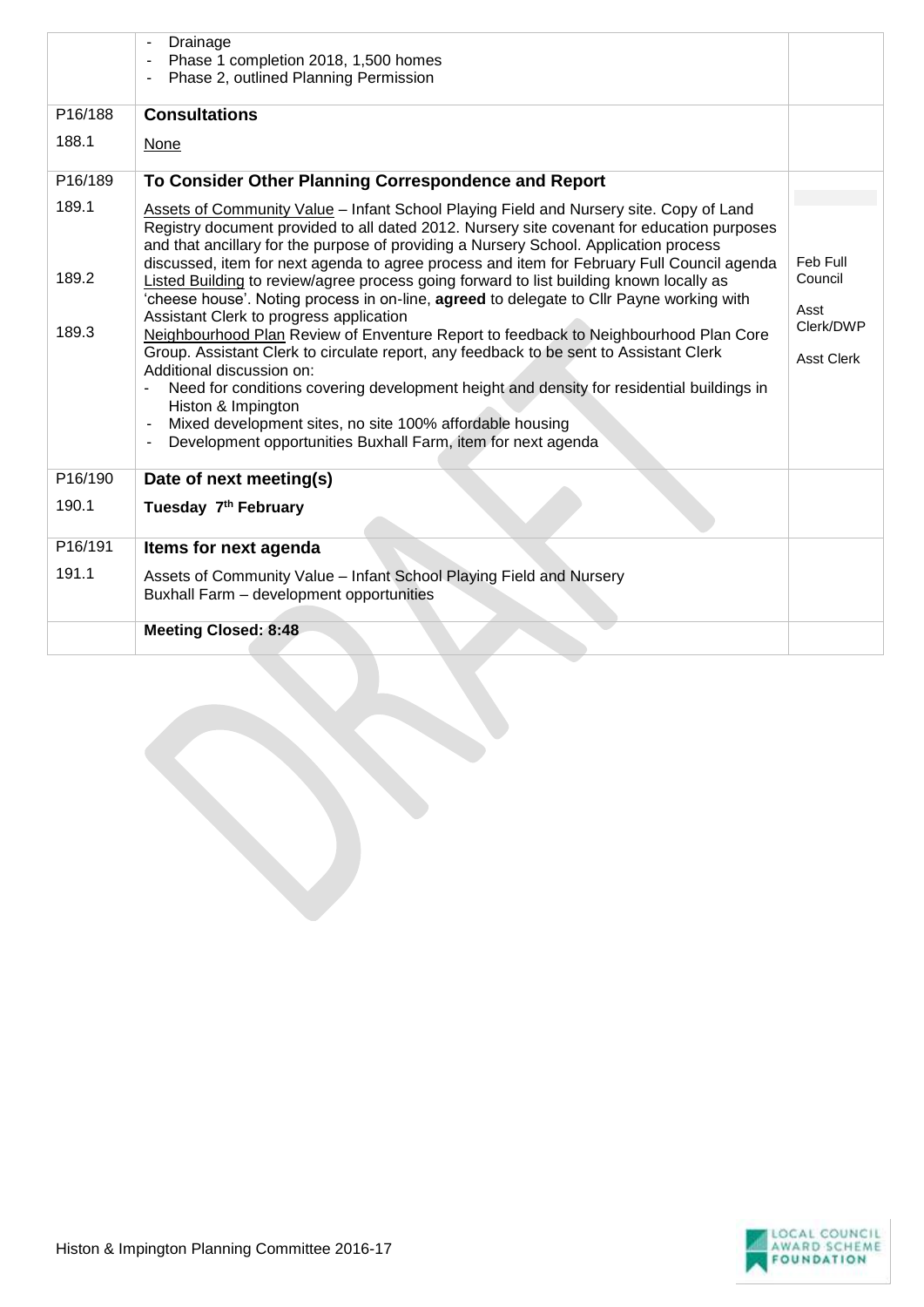| | | |
|---|---|---|
| | - Drainage<br>- Phase 1 completion 2018, 1,500 homes<br>- Phase 2, outlined Planning Permission | |
| P16/188 | **Consultations** | |
| 188.1 | None | |
| P16/189 | **To Consider Other Planning Correspondence and Report** | |
| 189.1 | Assets of Community Value – Infant School Playing Field and Nursery site. Copy of Land Registry document provided to all dated 2012. Nursery site covenant for education purposes and that ancillary for the purpose of providing a Nursery School. Application process discussed, item for next agenda to agree process and item for February Full Council agenda | Feb Full Council |
| 189.2 | Listed Building to review/agree process going forward to list building known locally as 'cheese house'. Noting process in on-line, **agreed** to delegate to Cllr Payne working with Assistant Clerk to progress application | Asst Clerk/DWP |
| 189.3 | Neighbourhood Plan Review of Enventure Report to feedback to Neighbourhood Plan Core Group. Assistant Clerk to circulate report, any feedback to be sent to Assistant Clerk<br>Additional discussion on:<br>- Need for conditions covering development height and density for residential buildings in Histon & Impington<br>- Mixed development sites, no site 100% affordable housing<br>- Development opportunities Buxhall Farm, item for next agenda | Asst Clerk |
| P16/190 | **Date of next meeting(s)** | |
| 190.1 | **Tuesday 7th February** | |
| P16/191 | **Items for next agenda** | |
| 191.1 | Assets of Community Value – Infant School Playing Field and Nursery<br>Buxhall Farm – development opportunities | |
| | **Meeting Closed: 8:48** | |

Histon & Impington Planning Committee 2016-17